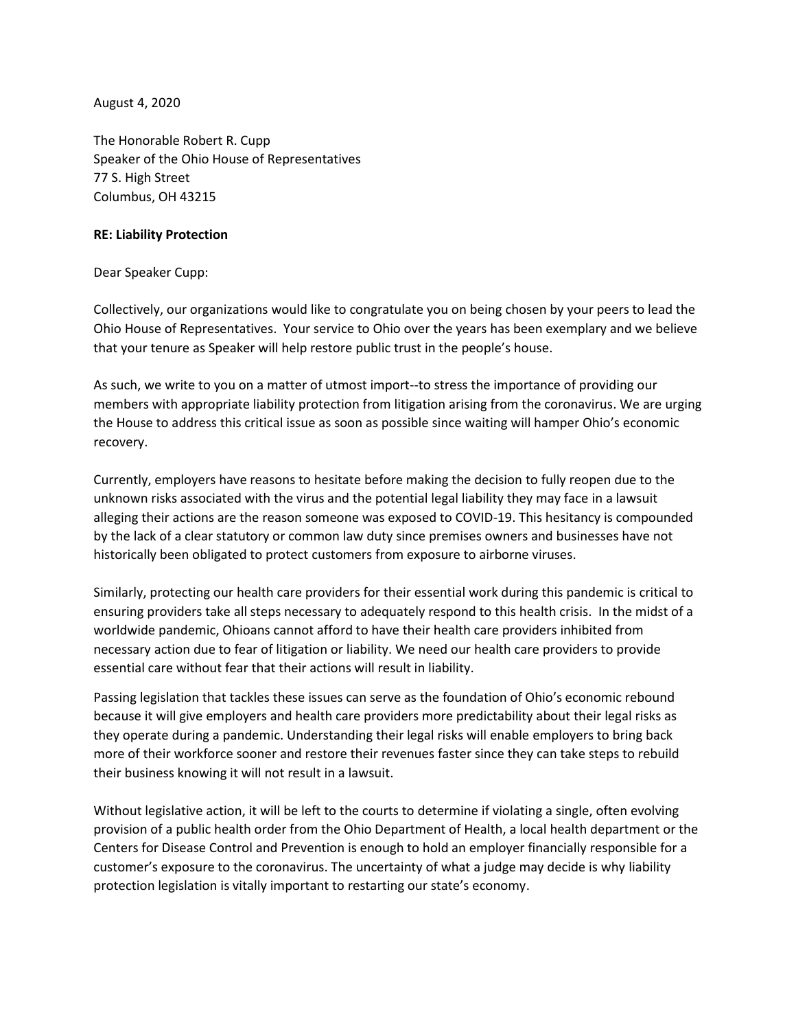August 4, 2020

The Honorable Robert R. Cupp
Speaker of the Ohio House of Representatives
77 S. High Street
Columbus, OH 43215

**RE: Liability Protection**

Dear Speaker Cupp:

Collectively, our organizations would like to congratulate you on being chosen by your peers to lead the Ohio House of Representatives. Your service to Ohio over the years has been exemplary and we believe that your tenure as Speaker will help restore public trust in the people's house.

As such, we write to you on a matter of utmost import--to stress the importance of providing our members with appropriate liability protection from litigation arising from the coronavirus. We are urging the House to address this critical issue as soon as possible since waiting will hamper Ohio's economic recovery.

Currently, employers have reasons to hesitate before making the decision to fully reopen due to the unknown risks associated with the virus and the potential legal liability they may face in a lawsuit alleging their actions are the reason someone was exposed to COVID-19. This hesitancy is compounded by the lack of a clear statutory or common law duty since premises owners and businesses have not historically been obligated to protect customers from exposure to airborne viruses.

Similarly, protecting our health care providers for their essential work during this pandemic is critical to ensuring providers take all steps necessary to adequately respond to this health crisis. In the midst of a worldwide pandemic, Ohioans cannot afford to have their health care providers inhibited from necessary action due to fear of litigation or liability. We need our health care providers to provide essential care without fear that their actions will result in liability.

Passing legislation that tackles these issues can serve as the foundation of Ohio's economic rebound because it will give employers and health care providers more predictability about their legal risks as they operate during a pandemic. Understanding their legal risks will enable employers to bring back more of their workforce sooner and restore their revenues faster since they can take steps to rebuild their business knowing it will not result in a lawsuit.

Without legislative action, it will be left to the courts to determine if violating a single, often evolving provision of a public health order from the Ohio Department of Health, a local health department or the Centers for Disease Control and Prevention is enough to hold an employer financially responsible for a customer's exposure to the coronavirus. The uncertainty of what a judge may decide is why liability protection legislation is vitally important to restarting our state's economy.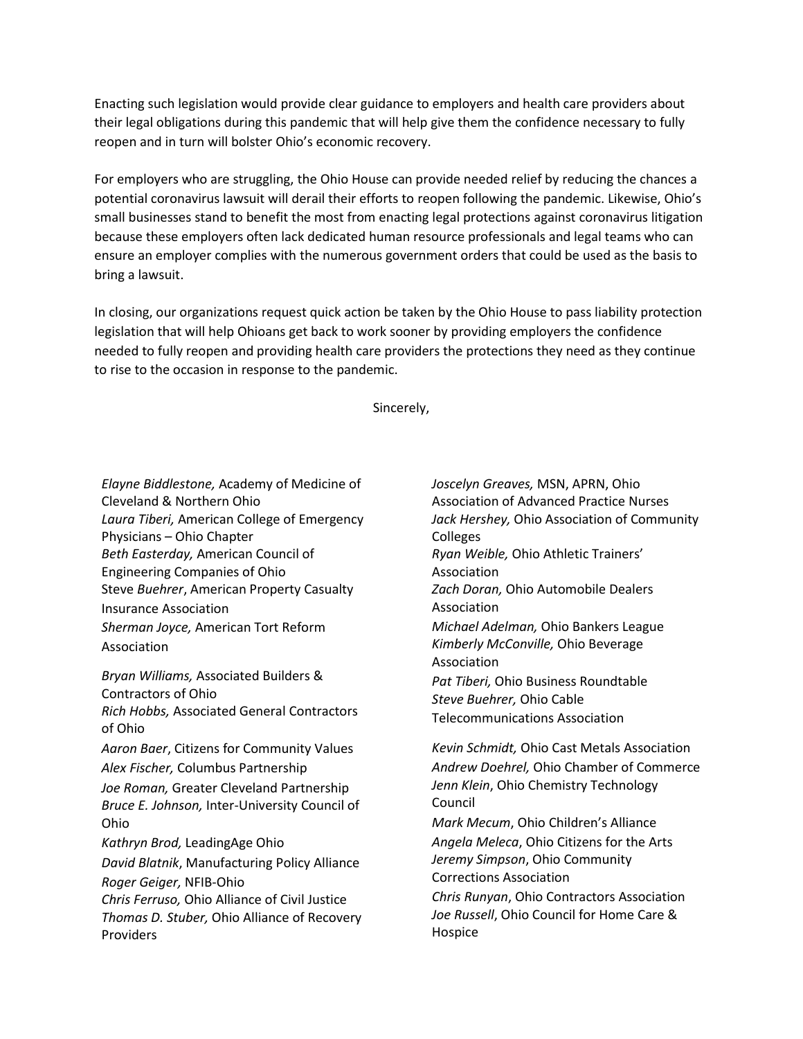Enacting such legislation would provide clear guidance to employers and health care providers about their legal obligations during this pandemic that will help give them the confidence necessary to fully reopen and in turn will bolster Ohio's economic recovery.

For employers who are struggling, the Ohio House can provide needed relief by reducing the chances a potential coronavirus lawsuit will derail their efforts to reopen following the pandemic. Likewise, Ohio's small businesses stand to benefit the most from enacting legal protections against coronavirus litigation because these employers often lack dedicated human resource professionals and legal teams who can ensure an employer complies with the numerous government orders that could be used as the basis to bring a lawsuit.

In closing, our organizations request quick action be taken by the Ohio House to pass liability protection legislation that will help Ohioans get back to work sooner by providing employers the confidence needed to fully reopen and providing health care providers the protections they need as they continue to rise to the occasion in response to the pandemic.

Sincerely,

*Elayne Biddlestone,* Academy of Medicine of Cleveland & Northern Ohio
*Laura Tiberi,* American College of Emergency Physicians – Ohio Chapter
*Beth Easterday,* American Council of Engineering Companies of Ohio
Steve *Buehrer*, American Property Casualty Insurance Association
*Sherman Joyce,* American Tort Reform Association

*Bryan Williams,* Associated Builders & Contractors of Ohio
*Rich Hobbs,* Associated General Contractors of Ohio
*Aaron Baer*, Citizens for Community Values
*Alex Fischer,* Columbus Partnership
*Joe Roman,* Greater Cleveland Partnership
*Bruce E. Johnson,* Inter-University Council of Ohio
*Kathryn Brod,* LeadingAge Ohio
*David Blatnik*, Manufacturing Policy Alliance
*Roger Geiger,* NFIB-Ohio
*Chris Ferruso,* Ohio Alliance of Civil Justice
*Thomas D. Stuber,* Ohio Alliance of Recovery Providers

*Joscelyn Greaves,* MSN, APRN, Ohio Association of Advanced Practice Nurses
*Jack Hershey,* Ohio Association of Community Colleges
*Ryan Weible,* Ohio Athletic Trainers' Association
*Zach Doran,* Ohio Automobile Dealers Association
*Michael Adelman,* Ohio Bankers League
*Kimberly McConville,* Ohio Beverage Association
*Pat Tiberi,* Ohio Business Roundtable
*Steve Buehrer,* Ohio Cable Telecommunications Association

*Kevin Schmidt,* Ohio Cast Metals Association
*Andrew Doehrel,* Ohio Chamber of Commerce
*Jenn Klein*, Ohio Chemistry Technology Council
*Mark Mecum*, Ohio Children's Alliance
*Angela Meleca*, Ohio Citizens for the Arts
*Jeremy Simpson*, Ohio Community Corrections Association
*Chris Runyan*, Ohio Contractors Association
*Joe Russell*, Ohio Council for Home Care & Hospice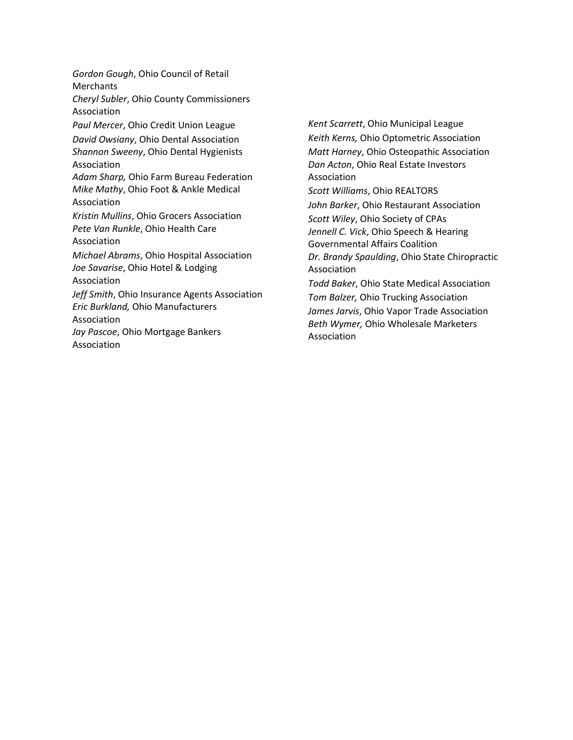*Gordon Gough*, Ohio Council of Retail Merchants
*Cheryl Subler*, Ohio County Commissioners Association
*Paul Mercer*, Ohio Credit Union League
*David Owsiany*, Ohio Dental Association
*Shannon Sweeny*, Ohio Dental Hygienists Association
*Adam Sharp,* Ohio Farm Bureau Federation
*Mike Mathy*, Ohio Foot & Ankle Medical Association
*Kristin Mullins*, Ohio Grocers Association
*Pete Van Runkle*, Ohio Health Care Association
*Michael Abrams*, Ohio Hospital Association
*Joe Savarise*, Ohio Hotel & Lodging Association
*Jeff Smith*, Ohio Insurance Agents Association
*Eric Burkland,* Ohio Manufacturers Association
*Jay Pascoe*, Ohio Mortgage Bankers Association
*Kent Scarrett*, Ohio Municipal League
*Keith Kerns,* Ohio Optometric Association
*Matt Harney*, Ohio Osteopathic Association
*Dan Acton*, Ohio Real Estate Investors Association
*Scott Williams*, Ohio REALTORS
*John Barker*, Ohio Restaurant Association
*Scott Wiley*, Ohio Society of CPAs
*Jennell C. Vick*, Ohio Speech & Hearing Governmental Affairs Coalition
*Dr. Brandy Spaulding*, Ohio State Chiropractic Association
*Todd Baker*, Ohio State Medical Association
*Tom Balzer,* Ohio Trucking Association
*James Jarvis*, Ohio Vapor Trade Association
*Beth Wymer,* Ohio Wholesale Marketers Association